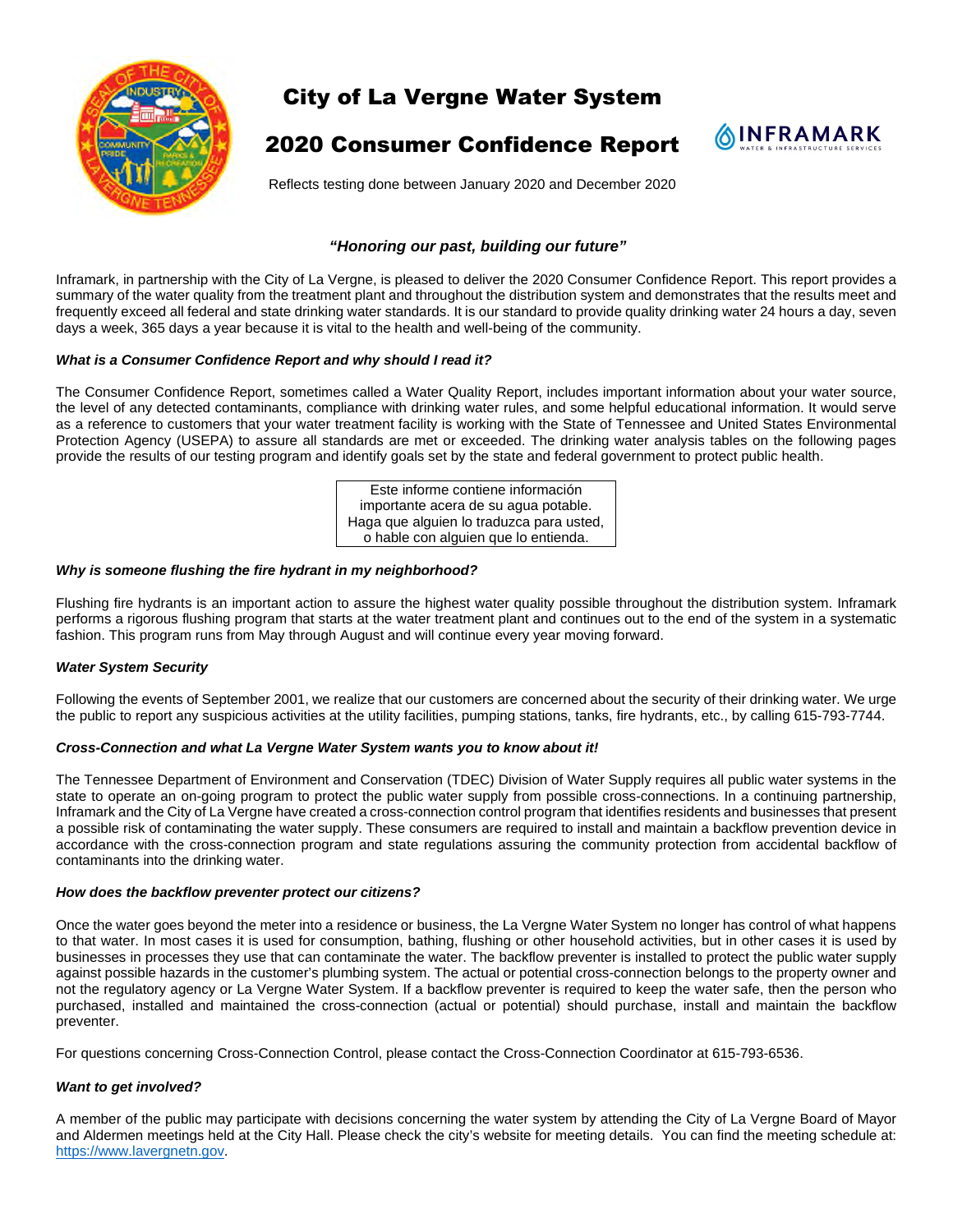# City of La Vergne Water System

# 2020 Consumer Confidence Report

Reflects testing done between January 2020 and December 2020

***"Honoring our past, building our future"***

Inframark, in partnership with the City of La Vergne, is pleased to deliver the 2020 Consumer Confidence Report. This report provides a summary of the water quality from the treatment plant and throughout the distribution system and demonstrates that the results meet and frequently exceed all federal and state drinking water standards. It is our standard to provide quality drinking water 24 hours a day, seven days a week, 365 days a year because it is vital to the health and well-being of the community.

***What is a Consumer Confidence Report and why should I read it?***

The Consumer Confidence Report, sometimes called a Water Quality Report, includes important information about your water source, the level of any detected contaminants, compliance with drinking water rules, and some helpful educational information. It would serve as a reference to customers that your water treatment facility is working with the State of Tennessee and United States Environmental Protection Agency (USEPA) to assure all standards are met or exceeded. The drinking water analysis tables on the following pages provide the results of our testing program and identify goals set by the state and federal government to protect public health.

Este informe contiene información importante acera de su agua potable. Haga que alguien lo traduzca para usted, o hable con alguien que lo entienda.

***Why is someone flushing the fire hydrant in my neighborhood?***

Flushing fire hydrants is an important action to assure the highest water quality possible throughout the distribution system. Inframark performs a rigorous flushing program that starts at the water treatment plant and continues out to the end of the system in a systematic fashion. This program runs from May through August and will continue every year moving forward.

***Water System Security***

Following the events of September 2001, we realize that our customers are concerned about the security of their drinking water. We urge the public to report any suspicious activities at the utility facilities, pumping stations, tanks, fire hydrants, etc., by calling 615-793-7744.

***Cross-Connection and what La Vergne Water System wants you to know about it!***

The Tennessee Department of Environment and Conservation (TDEC) Division of Water Supply requires all public water systems in the state to operate an on-going program to protect the public water supply from possible cross-connections. In a continuing partnership, Inframark and the City of La Vergne have created a cross-connection control program that identifies residents and businesses that present a possible risk of contaminating the water supply. These consumers are required to install and maintain a backflow prevention device in accordance with the cross-connection program and state regulations assuring the community protection from accidental backflow of contaminants into the drinking water.

***How does the backflow preventer protect our citizens?***

Once the water goes beyond the meter into a residence or business, the La Vergne Water System no longer has control of what happens to that water. In most cases it is used for consumption, bathing, flushing or other household activities, but in other cases it is used by businesses in processes they use that can contaminate the water. The backflow preventer is installed to protect the public water supply against possible hazards in the customer's plumbing system. The actual or potential cross-connection belongs to the property owner and not the regulatory agency or La Vergne Water System. If a backflow preventer is required to keep the water safe, then the person who purchased, installed and maintained the cross-connection (actual or potential) should purchase, install and maintain the backflow preventer.

For questions concerning Cross-Connection Control, please contact the Cross-Connection Coordinator at 615-793-6536.

***Want to get involved?***

A member of the public may participate with decisions concerning the water system by attending the City of La Vergne Board of Mayor and Aldermen meetings held at the City Hall. Please check the city's website for meeting details. You can find the meeting schedule at: [https://www.lavergnetn.gov](https://www.lavergnetn.gov).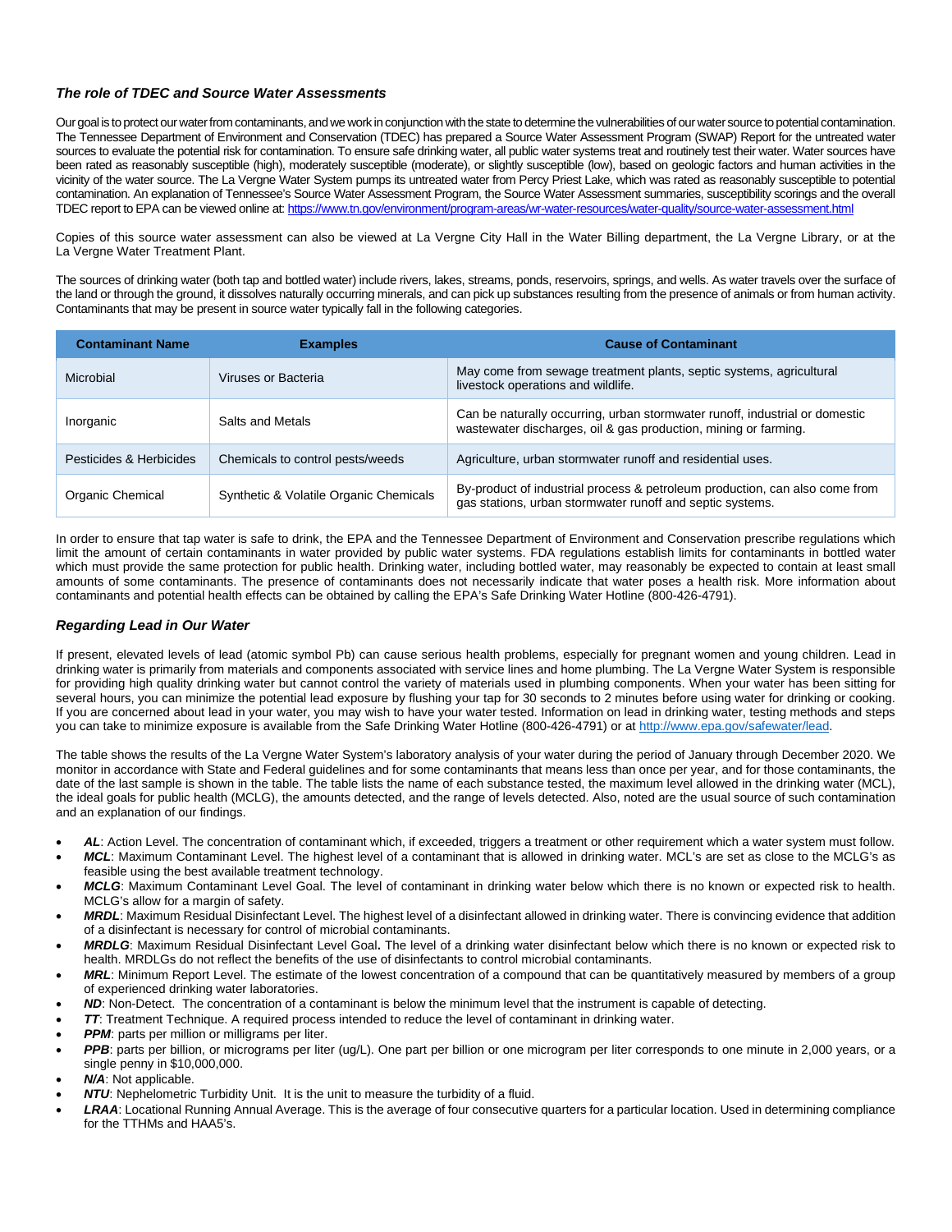### *The role of TDEC and Source Water Assessments*

Our goal is to protect our water from contaminants, and we work in conjunction with the state to determine the vulnerabilities of our water source to potential contamination. The Tennessee Department of Environment and Conservation (TDEC) has prepared a Source Water Assessment Program (SWAP) Report for the untreated water sources to evaluate the potential risk for contamination. To ensure safe drinking water, all public water systems treat and routinely test their water. Water sources have been rated as reasonably susceptible (high), moderately susceptible (moderate), or slightly susceptible (low), based on geologic factors and human activities in the vicinity of the water source. The La Vergne Water System pumps its untreated water from Percy Priest Lake, which was rated as reasonably susceptible to potential contamination. An explanation of Tennessee's Source Water Assessment Program, the Source Water Assessment summaries, susceptibility scorings and the overall TDEC report to EPA can be viewed online at: https://www.tn.gov/environment/program-areas/wr-water-resources/water-quality/source-water-assessment.html

Copies of this source water assessment can also be viewed at La Vergne City Hall in the Water Billing department, the La Vergne Library, or at the La Vergne Water Treatment Plant.

The sources of drinking water (both tap and bottled water) include rivers, lakes, streams, ponds, reservoirs, springs, and wells. As water travels over the surface of the land or through the ground, it dissolves naturally occurring minerals, and can pick up substances resulting from the presence of animals or from human activity. Contaminants that may be present in source water typically fall in the following categories.

| Contaminant Name | Examples | Cause of Contaminant |
|---|---|---|
| Microbial | Viruses or Bacteria | May come from sewage treatment plants, septic systems, agricultural livestock operations and wildlife. |
| Inorganic | Salts and Metals | Can be naturally occurring, urban stormwater runoff, industrial or domestic wastewater discharges, oil & gas production, mining or farming. |
| Pesticides & Herbicides | Chemicals to control pests/weeds | Agriculture, urban stormwater runoff and residential uses. |
| Organic Chemical | Synthetic & Volatile Organic Chemicals | By-product of industrial process & petroleum production, can also come from gas stations, urban stormwater runoff and septic systems. |

In order to ensure that tap water is safe to drink, the EPA and the Tennessee Department of Environment and Conservation prescribe regulations which limit the amount of certain contaminants in water provided by public water systems. FDA regulations establish limits for contaminants in bottled water which must provide the same protection for public health. Drinking water, including bottled water, may reasonably be expected to contain at least small amounts of some contaminants. The presence of contaminants does not necessarily indicate that water poses a health risk. More information about contaminants and potential health effects can be obtained by calling the EPA's Safe Drinking Water Hotline (800-426-4791).

### *Regarding Lead in Our Water*

If present, elevated levels of lead (atomic symbol Pb) can cause serious health problems, especially for pregnant women and young children. Lead in drinking water is primarily from materials and components associated with service lines and home plumbing. The La Vergne Water System is responsible for providing high quality drinking water but cannot control the variety of materials used in plumbing components. When your water has been sitting for several hours, you can minimize the potential lead exposure by flushing your tap for 30 seconds to 2 minutes before using water for drinking or cooking. If you are concerned about lead in your water, you may wish to have your water tested. Information on lead in drinking water, testing methods and steps you can take to minimize exposure is available from the Safe Drinking Water Hotline (800-426-4791) or at http://www.epa.gov/safewater/lead.

The table shows the results of the La Vergne Water System's laboratory analysis of your water during the period of January through December 2020. We monitor in accordance with State and Federal guidelines and for some contaminants that means less than once per year, and for those contaminants, the date of the last sample is shown in the table. The table lists the name of each substance tested, the maximum level allowed in the drinking water (MCL), the ideal goals for public health (MCLG), the amounts detected, and the range of levels detected. Also, noted are the usual source of such contamination and an explanation of our findings.

- ***AL***: Action Level. The concentration of contaminant which, if exceeded, triggers a treatment or other requirement which a water system must follow.
- ***MCL***: Maximum Contaminant Level. The highest level of a contaminant that is allowed in drinking water. MCL's are set as close to the MCLG's as feasible using the best available treatment technology.
- ***MCLG***: Maximum Contaminant Level Goal. The level of contaminant in drinking water below which there is no known or expected risk to health. MCLG's allow for a margin of safety.
- ***MRDL***: Maximum Residual Disinfectant Level. The highest level of a disinfectant allowed in drinking water. There is convincing evidence that addition of a disinfectant is necessary for control of microbial contaminants.
- ***MRDLG***: Maximum Residual Disinfectant Level Goal**.** The level of a drinking water disinfectant below which there is no known or expected risk to health. MRDLGs do not reflect the benefits of the use of disinfectants to control microbial contaminants.
- ***MRL***: Minimum Report Level. The estimate of the lowest concentration of a compound that can be quantitatively measured by members of a group of experienced drinking water laboratories.
- ***ND***: Non-Detect. The concentration of a contaminant is below the minimum level that the instrument is capable of detecting.
- ***TT***: Treatment Technique. A required process intended to reduce the level of contaminant in drinking water.
- ***PPM***: parts per million or milligrams per liter.
- ***PPB***: parts per billion, or micrograms per liter (ug/L). One part per billion or one microgram per liter corresponds to one minute in 2,000 years, or a single penny in $10,000,000.
- ***N/A***: Not applicable.
- ***NTU***: Nephelometric Turbidity Unit. It is the unit to measure the turbidity of a fluid.
- ***LRAA***: Locational Running Annual Average. This is the average of four consecutive quarters for a particular location. Used in determining compliance for the TTHMs and HAA5's.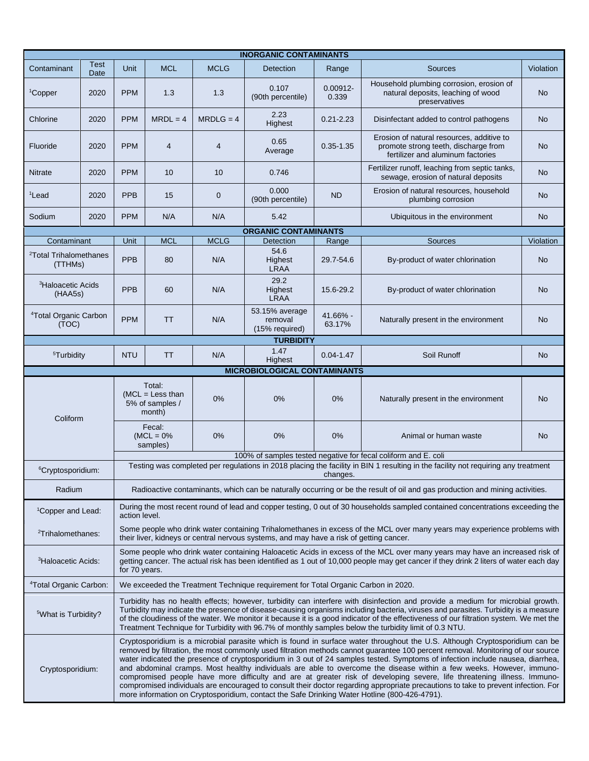## INORGANIC CONTAMINANTS

| Contaminant | Test Date | Unit | MCL | MCLG | Detection | Range | Sources | Violation |
|---|---|---|---|---|---|---|---|---|
| [1]Copper | 2020 | PPM | 1.3 | 1.3 | 0.107 (90th percentile) | 0.00912-0.339 | Household plumbing corrosion, erosion of natural deposits, leaching of wood preservatives | No |
| Chlorine | 2020 | PPM | MRDL = 4 | MRDLG = 4 | 2.23 Highest | 0.21-2.23 | Disinfectant added to control pathogens | No |
| Fluoride | 2020 | PPM | 4 | 4 | 0.65 Average | 0.35-1.35 | Erosion of natural resources, additive to promote strong teeth, discharge from fertilizer and aluminum factories | No |
| Nitrate | 2020 | PPM | 10 | 10 | 0.746 | | Fertilizer runoff, leaching from septic tanks, sewage, erosion of natural deposits | No |
| [1]Lead | 2020 | PPB | 15 | 0 | 0.000 (90th percentile) | ND | Erosion of natural resources, household plumbing corrosion | No |
| Sodium | 2020 | PPM | N/A | N/A | 5.42 | | Ubiquitous in the environment | No |

## ORGANIC CONTAMINANTS

| Contaminant | Unit | MCL | MCLG | Detection | Range | Sources | Violation |
|---|---|---|---|---|---|---|---|
| [2]Total Trihalomethanes (TTHMs) | PPB | 80 | N/A | 54.6 Highest LRAA | 29.7-54.6 | By-product of water chlorination | No |
| [3]Haloacetic Acids (HAA5s) | PPB | 60 | N/A | 29.2 Highest LRAA | 15.6-29.2 | By-product of water chlorination | No |
| [4]Total Organic Carbon (TOC) | PPM | TT | N/A | 53.15% average removal (15% required) | 41.66% - 63.17% | Naturally present in the environment | No |

## TURBIDITY

| Contaminant | Unit | MCL | MCLG | Detection | Range | Sources | Violation |
|---|---|---|---|---|---|---|---|
| [5]Turbidity | NTU | TT | N/A | 1.47 Highest | 0.04-1.47 | Soil Runoff | No |

## MICROBIOLOGICAL CONTAMINANTS

| Contaminant | MCL | MCLG | Detection | Range | Sources | Violation |
|---|---|---|---|---|---|---|
| Coliform | Total: (MCL = Less than 5% of samples / month) | 0% | 0% | 0% | Naturally present in the environment | No |
| | Fecal: (MCL = 0% samples) | 0% | 0% | 0% | Animal or human waste | No |
| | 100% of samples tested negative for fecal coliform and E. coli | | | | | |
| [6]Cryptosporidium: | Testing was completed per regulations in 2018 placing the facility in BIN 1 resulting in the facility not requiring any treatment changes. | | | | | |
| Radium | Radioactive contaminants, which can be naturally occurring or be the result of oil and gas production and mining activities. | | | | | |

| Note | Description |
|---|---|
| [1]Copper and Lead: | During the most recent round of lead and copper testing, 0 out of 30 households sampled contained concentrations exceeding the action level. |
| [2]Trihalomethanes: | Some people who drink water containing Trihalomethanes in excess of the MCL over many years may experience problems with their liver, kidneys or central nervous systems, and may have a risk of getting cancer. |
| [3]Haloacetic Acids: | Some people who drink water containing Haloacetic Acids in excess of the MCL over many years may have an increased risk of getting cancer. The actual risk has been identified as 1 out of 10,000 people may get cancer if they drink 2 liters of water each day for 70 years. |
| [4]Total Organic Carbon: | We exceeded the Treatment Technique requirement for Total Organic Carbon in 2020. |
| [5]What is Turbidity? | Turbidity has no health effects; however, turbidity can interfere with disinfection and provide a medium for microbial growth. Turbidity may indicate the presence of disease-causing organisms including bacteria, viruses and parasites. Turbidity is a measure of the cloudiness of the water. We monitor it because it is a good indicator of the effectiveness of our filtration system. We met the Treatment Technique for Turbidity with 96.7% of monthly samples below the turbidity limit of 0.3 NTU. |
| Cryptosporidium: | Cryptosporidium is a microbial parasite which is found in surface water throughout the U.S. Although Cryptosporidium can be removed by filtration, the most commonly used filtration methods cannot guarantee 100 percent removal. Monitoring of our source water indicated the presence of cryptosporidium in 3 out of 24 samples tested. Symptoms of infection include nausea, diarrhea, and abdominal cramps. Most healthy individuals are able to overcome the disease within a few weeks. However, immuno-compromised people have more difficulty and are at greater risk of developing severe, life threatening illness. Immuno-compromised individuals are encouraged to consult their doctor regarding appropriate precautions to take to prevent infection. For more information on Cryptosporidium, contact the Safe Drinking Water Hotline (800-426-4791). |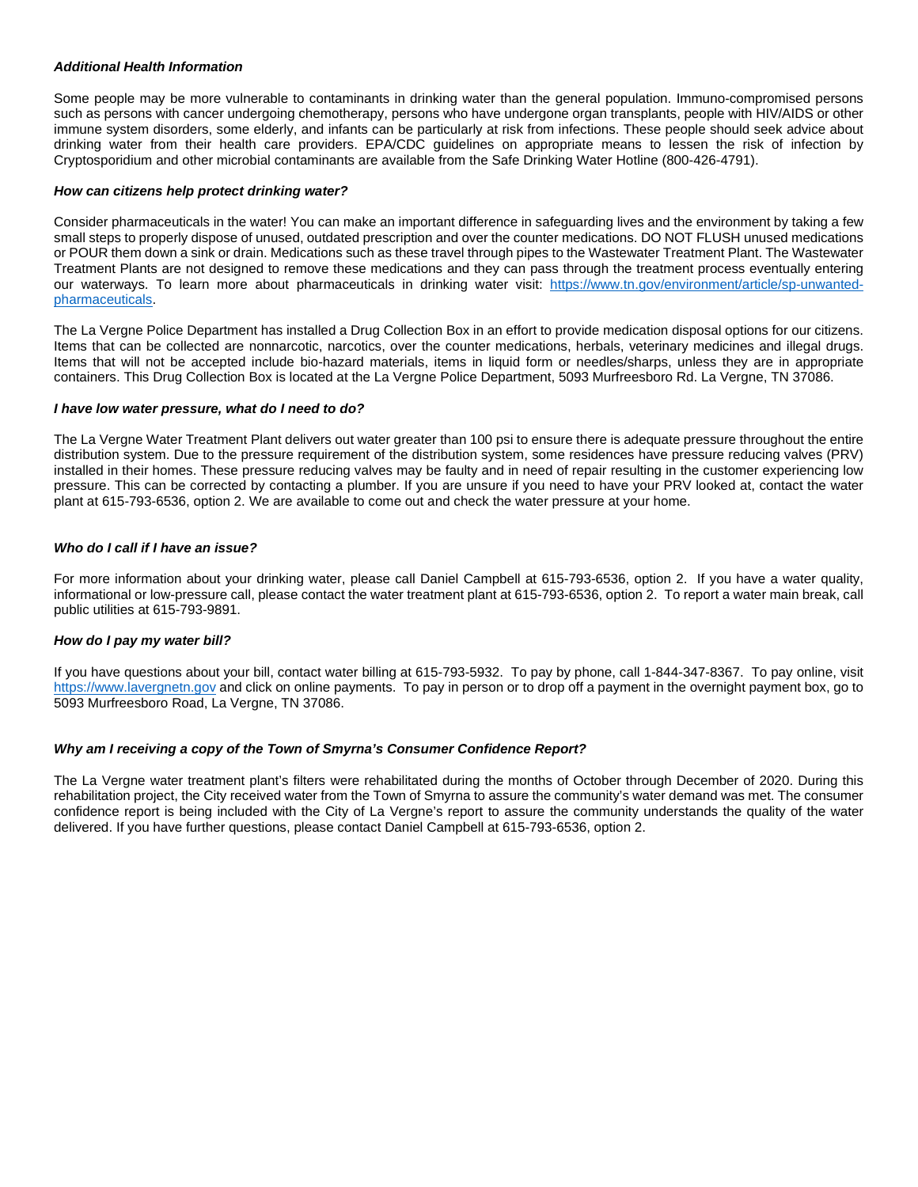***Additional Health Information***

Some people may be more vulnerable to contaminants in drinking water than the general population. Immuno-compromised persons such as persons with cancer undergoing chemotherapy, persons who have undergone organ transplants, people with HIV/AIDS or other immune system disorders, some elderly, and infants can be particularly at risk from infections. These people should seek advice about drinking water from their health care providers. EPA/CDC guidelines on appropriate means to lessen the risk of infection by Cryptosporidium and other microbial contaminants are available from the Safe Drinking Water Hotline (800-426-4791).

***How can citizens help protect drinking water?***

Consider pharmaceuticals in the water! You can make an important difference in safeguarding lives and the environment by taking a few small steps to properly dispose of unused, outdated prescription and over the counter medications. DO NOT FLUSH unused medications or POUR them down a sink or drain. Medications such as these travel through pipes to the Wastewater Treatment Plant. The Wastewater Treatment Plants are not designed to remove these medications and they can pass through the treatment process eventually entering our waterways. To learn more about pharmaceuticals in drinking water visit: [https://www.tn.gov/environment/article/sp-unwanted-pharmaceuticals](https://www.tn.gov/environment/article/sp-unwanted-pharmaceuticals).

The La Vergne Police Department has installed a Drug Collection Box in an effort to provide medication disposal options for our citizens. Items that can be collected are nonnarcotic, narcotics, over the counter medications, herbals, veterinary medicines and illegal drugs. Items that will not be accepted include bio-hazard materials, items in liquid form or needles/sharps, unless they are in appropriate containers. This Drug Collection Box is located at the La Vergne Police Department, 5093 Murfreesboro Rd. La Vergne, TN 37086.

***I have low water pressure, what do I need to do?***

The La Vergne Water Treatment Plant delivers out water greater than 100 psi to ensure there is adequate pressure throughout the entire distribution system. Due to the pressure requirement of the distribution system, some residences have pressure reducing valves (PRV) installed in their homes. These pressure reducing valves may be faulty and in need of repair resulting in the customer experiencing low pressure. This can be corrected by contacting a plumber. If you are unsure if you need to have your PRV looked at, contact the water plant at 615-793-6536, option 2. We are available to come out and check the water pressure at your home.

***Who do I call if I have an issue?***

For more information about your drinking water, please call Daniel Campbell at 615-793-6536, option 2. If you have a water quality, informational or low-pressure call, please contact the water treatment plant at 615-793-6536, option 2. To report a water main break, call public utilities at 615-793-9891.

***How do I pay my water bill?***

If you have questions about your bill, contact water billing at 615-793-5932. To pay by phone, call 1-844-347-8367. To pay online, visit [https://www.lavergnetn.gov](https://www.lavergnetn.gov) and click on online payments. To pay in person or to drop off a payment in the overnight payment box, go to 5093 Murfreesboro Road, La Vergne, TN 37086.

***Why am I receiving a copy of the Town of Smyrna's Consumer Confidence Report?***

The La Vergne water treatment plant's filters were rehabilitated during the months of October through December of 2020. During this rehabilitation project, the City received water from the Town of Smyrna to assure the community's water demand was met. The consumer confidence report is being included with the City of La Vergne's report to assure the community understands the quality of the water delivered. If you have further questions, please contact Daniel Campbell at 615-793-6536, option 2.